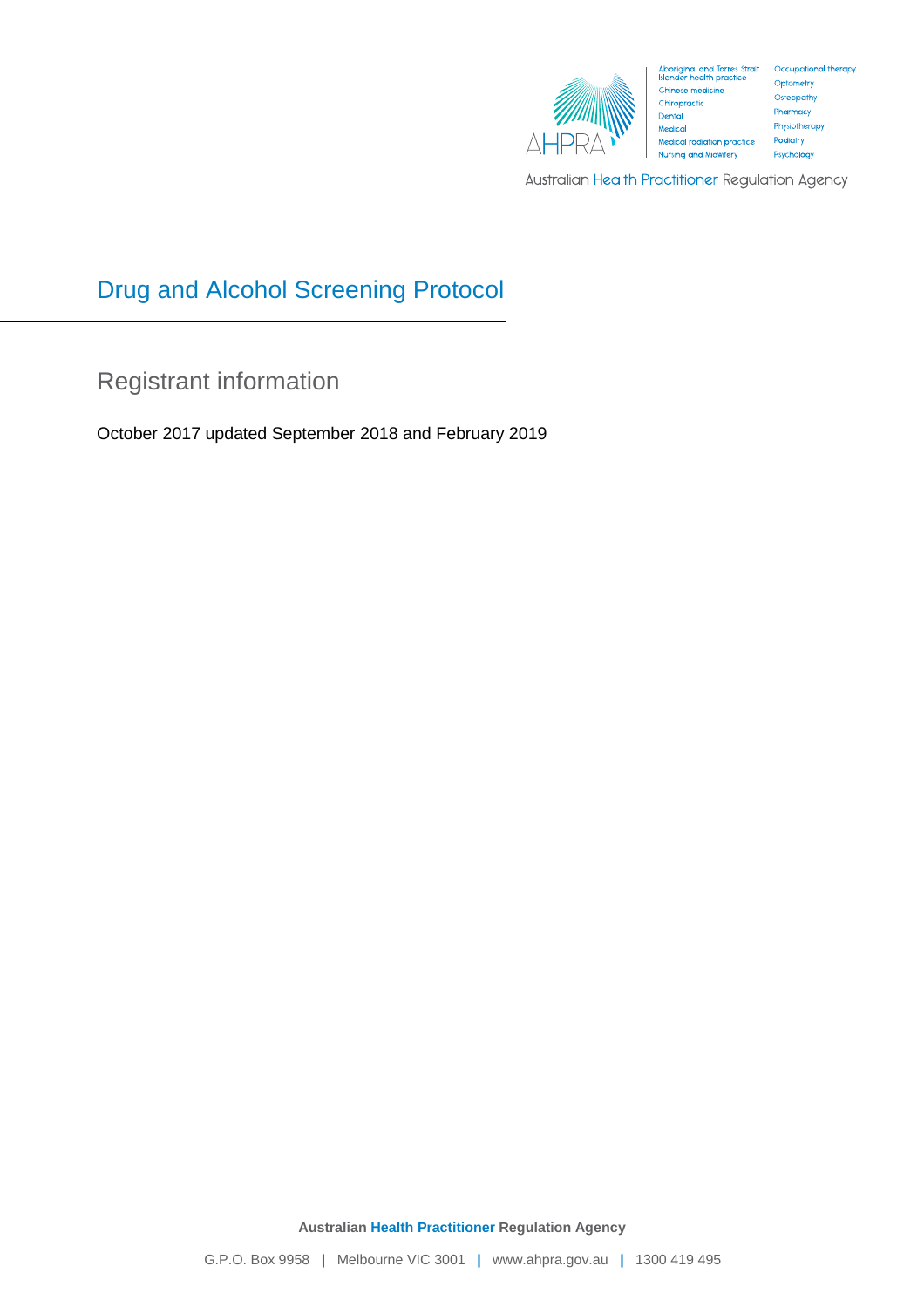Aboriginal and Torres Strait Islander health practice
Chinese medicine
Chiropractic
Dental
Medical
Medical radiation practice
Nursing and Midwifery
Occupational therapy
Optometry
Osteopathy
Pharmacy
Physiotherapy
Podiatry
Psychology

Australian Health Practitioner Regulation Agency

# Drug and Alcohol Screening Protocol

## Registrant information

October 2017 updated September 2018 and February 2019

**Australian Health Practitioner Regulation Agency**

G.P.O. Box 9958 | Melbourne VIC 3001 | www.ahpra.gov.au | 1300 419 495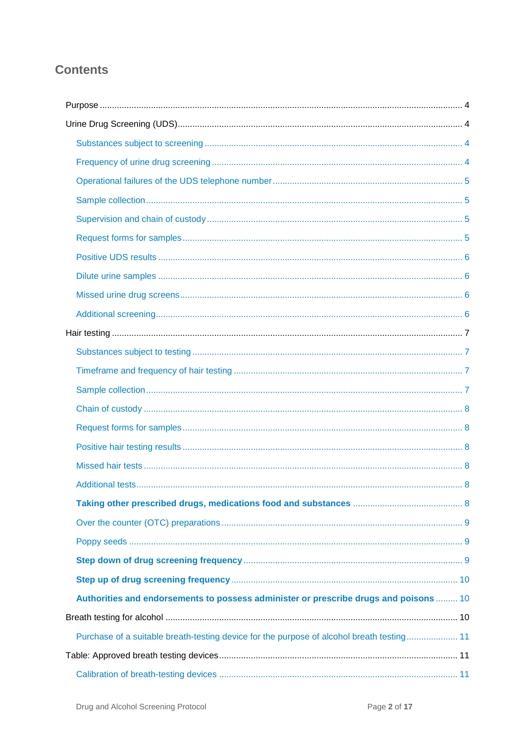## Contents

- Purpose ... 4
- Urine Drug Screening (UDS) ... 4
  - Substances subject to screening ... 4
  - Frequency of urine drug screening ... 4
  - Operational failures of the UDS telephone number ... 5
  - Sample collection ... 5
  - Supervision and chain of custody ... 5
  - Request forms for samples ... 5
  - Positive UDS results ... 6
  - Dilute urine samples ... 6
  - Missed urine drug screens ... 6
  - Additional screening ... 6
- Hair testing ... 7
  - Substances subject to testing ... 7
  - Timeframe and frequency of hair testing ... 7
  - Sample collection ... 7
  - Chain of custody ... 8
  - Request forms for samples ... 8
  - Positive hair testing results ... 8
  - Missed hair tests ... 8
  - Additional tests ... 8
  - **Taking other prescribed drugs, medications food and substances** ... 8
  - Over the counter (OTC) preparations ... 9
  - Poppy seeds ... 9
  - **Step down of drug screening frequency** ... 9
  - **Step up of drug screening frequency** ... 10
  - **Authorities and endorsements to possess administer or prescribe drugs and poisons** ... 10
- Breath testing for alcohol ... 10
  - Purchase of a suitable breath-testing device for the purpose of alcohol breath testing ... 11
- Table: Approved breath testing devices ... 11
  - Calibration of breath-testing devices ... 11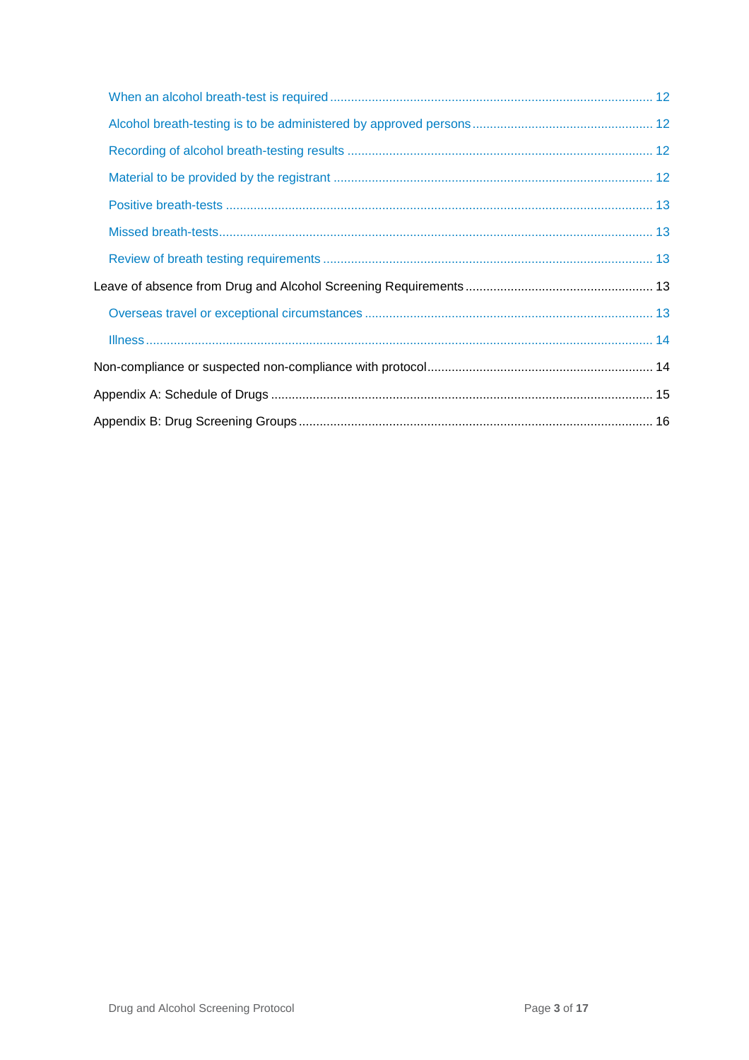When an alcohol breath-test is required ........................................................................................ 12

Alcohol breath-testing is to be administered by approved persons .................................................. 12

Recording of alcohol breath-testing results ....................................................................................... 12

Material to be provided by the registrant ........................................................................................... 12

Positive breath-tests .......................................................................................................................... 13

Missed breath-tests............................................................................................................................ 13

Review of breath testing requirements .............................................................................................. 13

Leave of absence from Drug and Alcohol Screening Requirements ..................................................... 13

Overseas travel or exceptional circumstances .................................................................................. 13

Illness ................................................................................................................................................. 14

Non-compliance or suspected non-compliance with protocol................................................................ 14

Appendix A: Schedule of Drugs ............................................................................................................ 15

Appendix B: Drug Screening Groups .................................................................................................... 16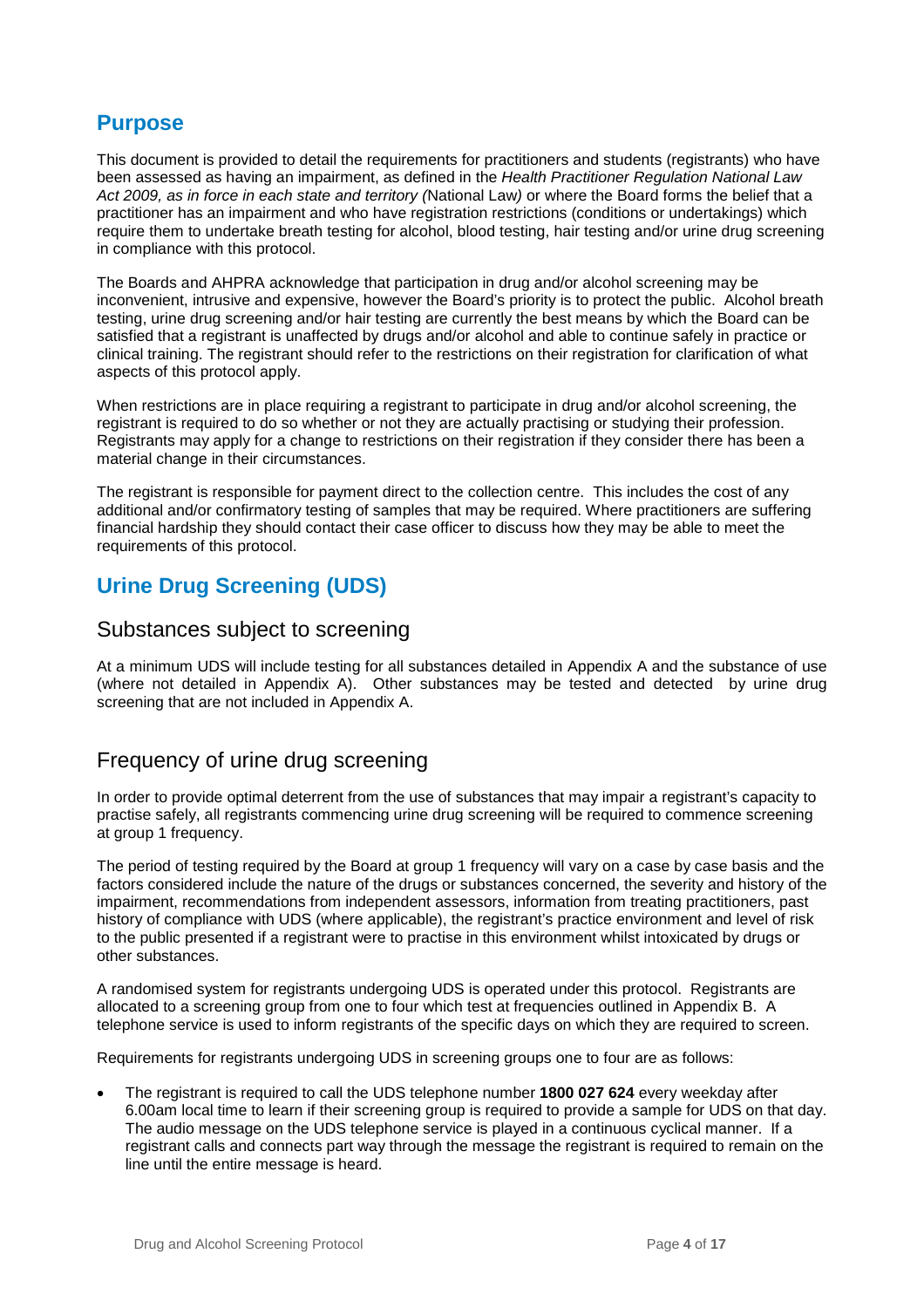## Purpose

This document is provided to detail the requirements for practitioners and students (registrants) who have been assessed as having an impairment, as defined in the *Health Practitioner Regulation National Law Act 2009, as in force in each state and territory (*National Law*)* or where the Board forms the belief that a practitioner has an impairment and who have registration restrictions (conditions or undertakings) which require them to undertake breath testing for alcohol, blood testing, hair testing and/or urine drug screening in compliance with this protocol.

The Boards and AHPRA acknowledge that participation in drug and/or alcohol screening may be inconvenient, intrusive and expensive, however the Board's priority is to protect the public. Alcohol breath testing, urine drug screening and/or hair testing are currently the best means by which the Board can be satisfied that a registrant is unaffected by drugs and/or alcohol and able to continue safely in practice or clinical training. The registrant should refer to the restrictions on their registration for clarification of what aspects of this protocol apply.

When restrictions are in place requiring a registrant to participate in drug and/or alcohol screening, the registrant is required to do so whether or not they are actually practising or studying their profession. Registrants may apply for a change to restrictions on their registration if they consider there has been a material change in their circumstances.

The registrant is responsible for payment direct to the collection centre. This includes the cost of any additional and/or confirmatory testing of samples that may be required. Where practitioners are suffering financial hardship they should contact their case officer to discuss how they may be able to meet the requirements of this protocol.

## Urine Drug Screening (UDS)

### Substances subject to screening

At a minimum UDS will include testing for all substances detailed in Appendix A and the substance of use (where not detailed in Appendix A). Other substances may be tested and detected by urine drug screening that are not included in Appendix A.

### Frequency of urine drug screening

In order to provide optimal deterrent from the use of substances that may impair a registrant's capacity to practise safely, all registrants commencing urine drug screening will be required to commence screening at group 1 frequency.

The period of testing required by the Board at group 1 frequency will vary on a case by case basis and the factors considered include the nature of the drugs or substances concerned, the severity and history of the impairment, recommendations from independent assessors, information from treating practitioners, past history of compliance with UDS (where applicable), the registrant's practice environment and level of risk to the public presented if a registrant were to practise in this environment whilst intoxicated by drugs or other substances.

A randomised system for registrants undergoing UDS is operated under this protocol. Registrants are allocated to a screening group from one to four which test at frequencies outlined in Appendix B. A telephone service is used to inform registrants of the specific days on which they are required to screen.

Requirements for registrants undergoing UDS in screening groups one to four are as follows:

- The registrant is required to call the UDS telephone number **1800 027 624** every weekday after 6.00am local time to learn if their screening group is required to provide a sample for UDS on that day. The audio message on the UDS telephone service is played in a continuous cyclical manner. If a registrant calls and connects part way through the message the registrant is required to remain on the line until the entire message is heard.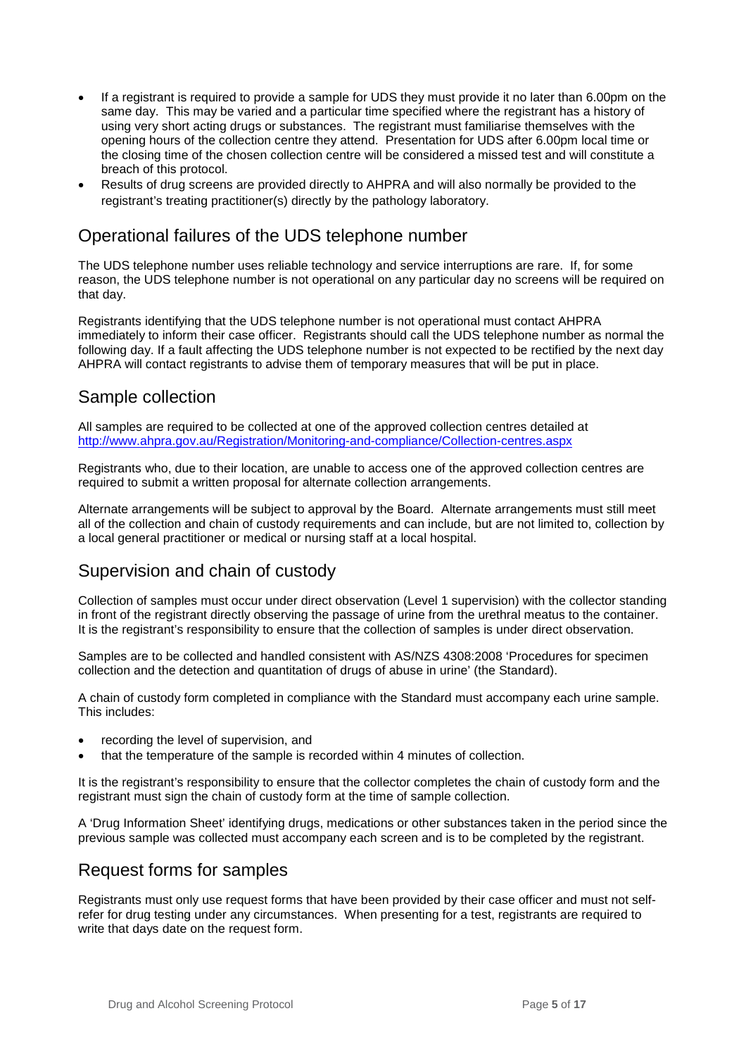- If a registrant is required to provide a sample for UDS they must provide it no later than 6.00pm on the same day. This may be varied and a particular time specified where the registrant has a history of using very short acting drugs or substances. The registrant must familiarise themselves with the opening hours of the collection centre they attend. Presentation for UDS after 6.00pm local time or the closing time of the chosen collection centre will be considered a missed test and will constitute a breach of this protocol.
- Results of drug screens are provided directly to AHPRA and will also normally be provided to the registrant's treating practitioner(s) directly by the pathology laboratory.

## Operational failures of the UDS telephone number

The UDS telephone number uses reliable technology and service interruptions are rare. If, for some reason, the UDS telephone number is not operational on any particular day no screens will be required on that day.

Registrants identifying that the UDS telephone number is not operational must contact AHPRA immediately to inform their case officer. Registrants should call the UDS telephone number as normal the following day. If a fault affecting the UDS telephone number is not expected to be rectified by the next day AHPRA will contact registrants to advise them of temporary measures that will be put in place.

## Sample collection

All samples are required to be collected at one of the approved collection centres detailed at http://www.ahpra.gov.au/Registration/Monitoring-and-compliance/Collection-centres.aspx

Registrants who, due to their location, are unable to access one of the approved collection centres are required to submit a written proposal for alternate collection arrangements.

Alternate arrangements will be subject to approval by the Board. Alternate arrangements must still meet all of the collection and chain of custody requirements and can include, but are not limited to, collection by a local general practitioner or medical or nursing staff at a local hospital.

## Supervision and chain of custody

Collection of samples must occur under direct observation (Level 1 supervision) with the collector standing in front of the registrant directly observing the passage of urine from the urethral meatus to the container. It is the registrant's responsibility to ensure that the collection of samples is under direct observation.

Samples are to be collected and handled consistent with AS/NZS 4308:2008 'Procedures for specimen collection and the detection and quantitation of drugs of abuse in urine' (the Standard).

A chain of custody form completed in compliance with the Standard must accompany each urine sample. This includes:

- recording the level of supervision, and
- that the temperature of the sample is recorded within 4 minutes of collection.

It is the registrant's responsibility to ensure that the collector completes the chain of custody form and the registrant must sign the chain of custody form at the time of sample collection.

A 'Drug Information Sheet' identifying drugs, medications or other substances taken in the period since the previous sample was collected must accompany each screen and is to be completed by the registrant.

## Request forms for samples

Registrants must only use request forms that have been provided by their case officer and must not self-refer for drug testing under any circumstances. When presenting for a test, registrants are required to write that days date on the request form.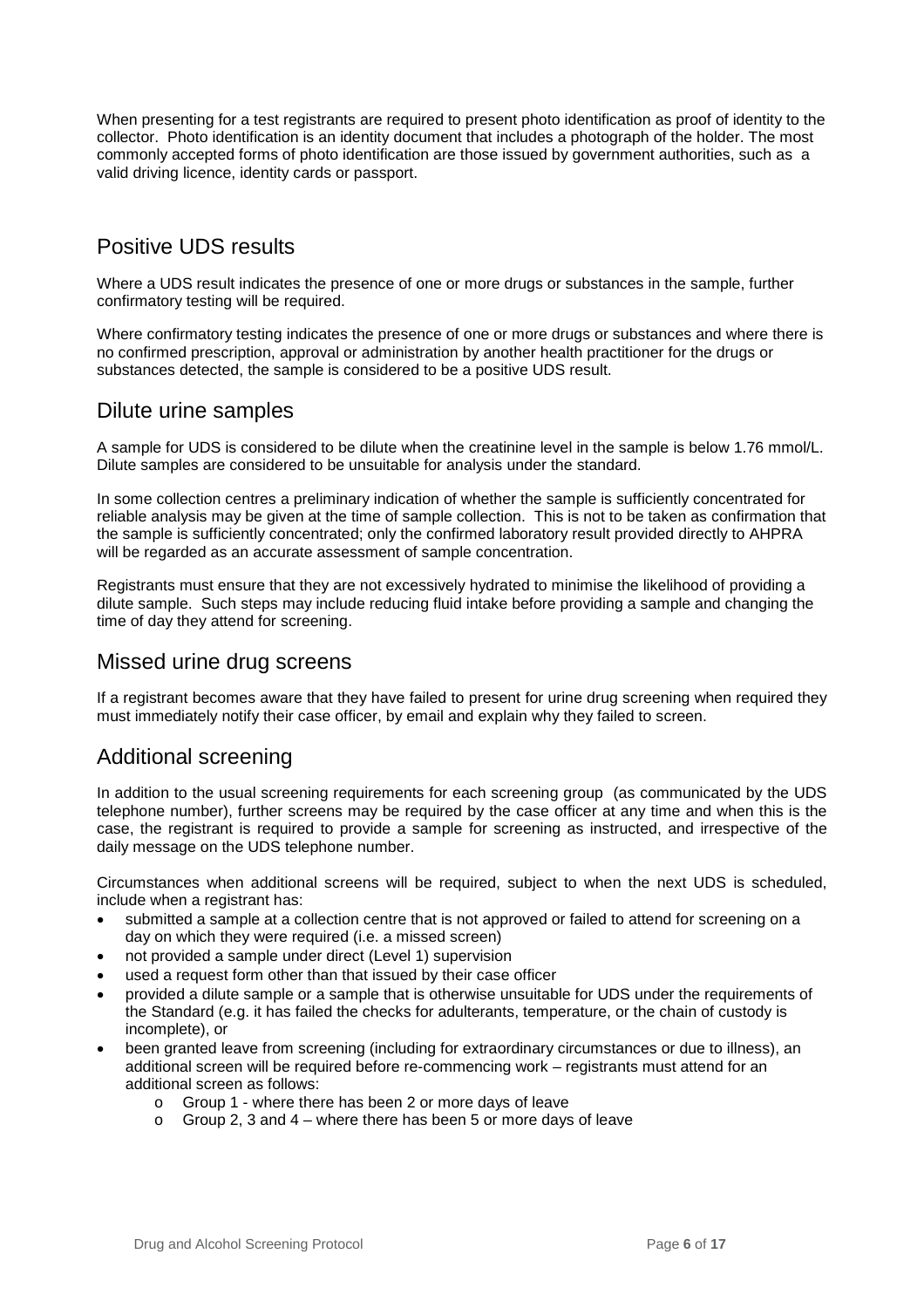When presenting for a test registrants are required to present photo identification as proof of identity to the collector. Photo identification is an identity document that includes a photograph of the holder. The most commonly accepted forms of photo identification are those issued by government authorities, such as a valid driving licence, identity cards or passport.

## Positive UDS results

Where a UDS result indicates the presence of one or more drugs or substances in the sample, further confirmatory testing will be required.

Where confirmatory testing indicates the presence of one or more drugs or substances and where there is no confirmed prescription, approval or administration by another health practitioner for the drugs or substances detected, the sample is considered to be a positive UDS result.

## Dilute urine samples

A sample for UDS is considered to be dilute when the creatinine level in the sample is below 1.76 mmol/L. Dilute samples are considered to be unsuitable for analysis under the standard.

In some collection centres a preliminary indication of whether the sample is sufficiently concentrated for reliable analysis may be given at the time of sample collection. This is not to be taken as confirmation that the sample is sufficiently concentrated; only the confirmed laboratory result provided directly to AHPRA will be regarded as an accurate assessment of sample concentration.

Registrants must ensure that they are not excessively hydrated to minimise the likelihood of providing a dilute sample. Such steps may include reducing fluid intake before providing a sample and changing the time of day they attend for screening.

## Missed urine drug screens

If a registrant becomes aware that they have failed to present for urine drug screening when required they must immediately notify their case officer, by email and explain why they failed to screen.

## Additional screening

In addition to the usual screening requirements for each screening group (as communicated by the UDS telephone number), further screens may be required by the case officer at any time and when this is the case, the registrant is required to provide a sample for screening as instructed, and irrespective of the daily message on the UDS telephone number.

Circumstances when additional screens will be required, subject to when the next UDS is scheduled, include when a registrant has:

- submitted a sample at a collection centre that is not approved or failed to attend for screening on a day on which they were required (i.e. a missed screen)
- not provided a sample under direct (Level 1) supervision
- used a request form other than that issued by their case officer
- provided a dilute sample or a sample that is otherwise unsuitable for UDS under the requirements of the Standard (e.g. it has failed the checks for adulterants, temperature, or the chain of custody is incomplete), or
- been granted leave from screening (including for extraordinary circumstances or due to illness), an additional screen will be required before re-commencing work – registrants must attend for an additional screen as follows:
  - Group 1 - where there has been 2 or more days of leave
  - Group 2, 3 and 4 – where there has been 5 or more days of leave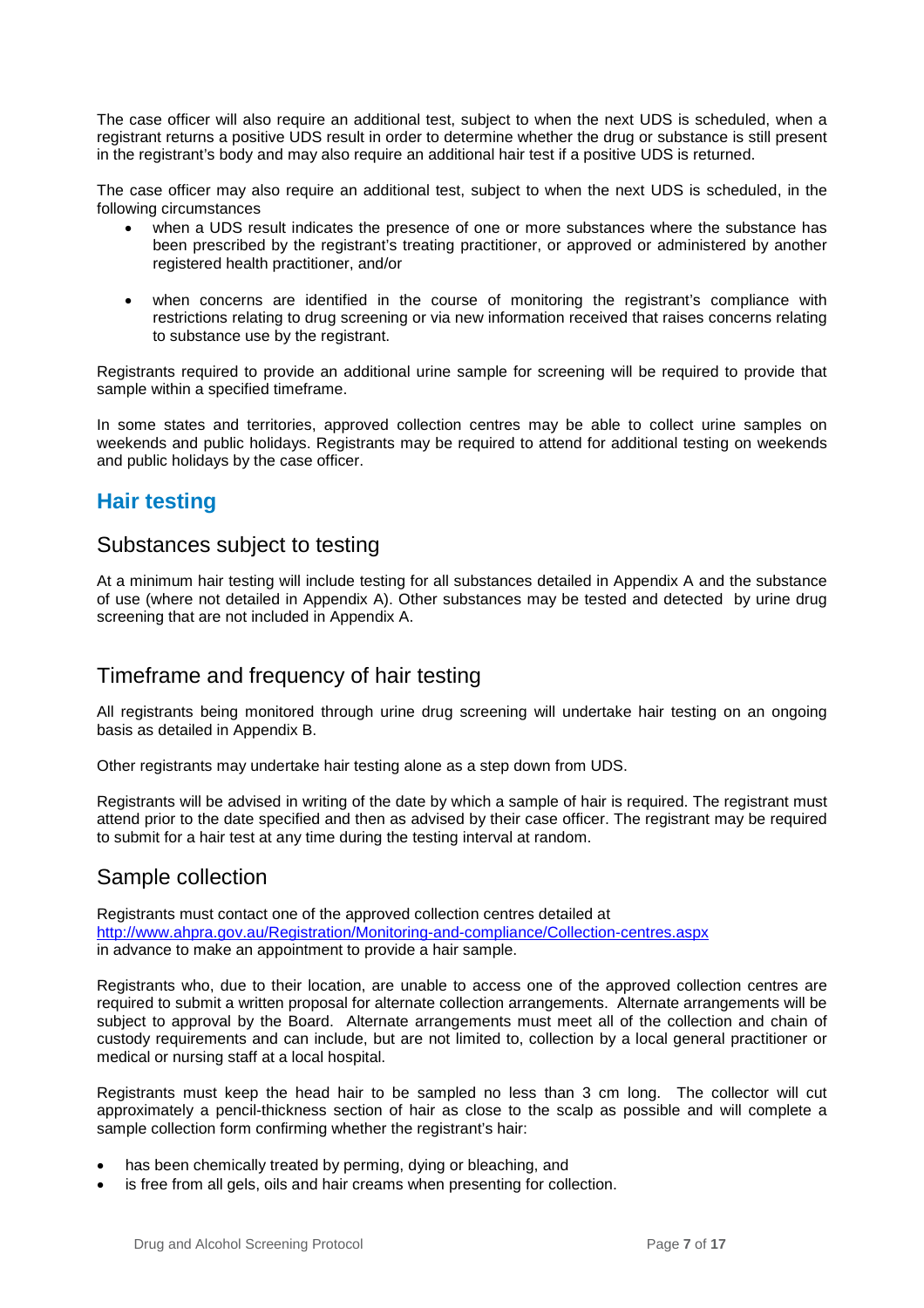The case officer will also require an additional test, subject to when the next UDS is scheduled, when a registrant returns a positive UDS result in order to determine whether the drug or substance is still present in the registrant's body and may also require an additional hair test if a positive UDS is returned.

The case officer may also require an additional test, subject to when the next UDS is scheduled, in the following circumstances

- when a UDS result indicates the presence of one or more substances where the substance has been prescribed by the registrant's treating practitioner, or approved or administered by another registered health practitioner, and/or
- when concerns are identified in the course of monitoring the registrant's compliance with restrictions relating to drug screening or via new information received that raises concerns relating to substance use by the registrant.

Registrants required to provide an additional urine sample for screening will be required to provide that sample within a specified timeframe.

In some states and territories, approved collection centres may be able to collect urine samples on weekends and public holidays. Registrants may be required to attend for additional testing on weekends and public holidays by the case officer.

## Hair testing

### Substances subject to testing

At a minimum hair testing will include testing for all substances detailed in Appendix A and the substance of use (where not detailed in Appendix A). Other substances may be tested and detected by urine drug screening that are not included in Appendix A.

### Timeframe and frequency of hair testing

All registrants being monitored through urine drug screening will undertake hair testing on an ongoing basis as detailed in Appendix B.

Other registrants may undertake hair testing alone as a step down from UDS.

Registrants will be advised in writing of the date by which a sample of hair is required. The registrant must attend prior to the date specified and then as advised by their case officer. The registrant may be required to submit for a hair test at any time during the testing interval at random.

### Sample collection

Registrants must contact one of the approved collection centres detailed at http://www.ahpra.gov.au/Registration/Monitoring-and-compliance/Collection-centres.aspx in advance to make an appointment to provide a hair sample.

Registrants who, due to their location, are unable to access one of the approved collection centres are required to submit a written proposal for alternate collection arrangements. Alternate arrangements will be subject to approval by the Board. Alternate arrangements must meet all of the collection and chain of custody requirements and can include, but are not limited to, collection by a local general practitioner or medical or nursing staff at a local hospital.

Registrants must keep the head hair to be sampled no less than 3 cm long. The collector will cut approximately a pencil-thickness section of hair as close to the scalp as possible and will complete a sample collection form confirming whether the registrant's hair:

- has been chemically treated by perming, dying or bleaching, and
- is free from all gels, oils and hair creams when presenting for collection.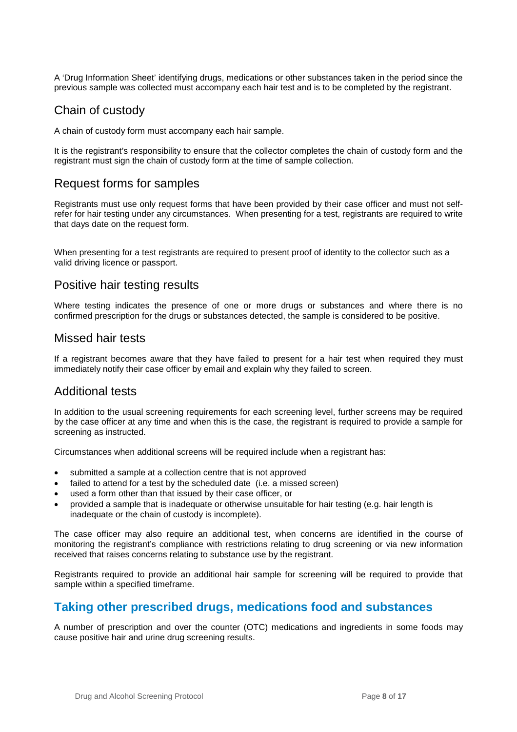A 'Drug Information Sheet' identifying drugs, medications or other substances taken in the period since the previous sample was collected must accompany each hair test and is to be completed by the registrant.

## Chain of custody

A chain of custody form must accompany each hair sample.

It is the registrant's responsibility to ensure that the collector completes the chain of custody form and the registrant must sign the chain of custody form at the time of sample collection.

## Request forms for samples

Registrants must use only request forms that have been provided by their case officer and must not self-refer for hair testing under any circumstances. When presenting for a test, registrants are required to write that days date on the request form.

When presenting for a test registrants are required to present proof of identity to the collector such as a valid driving licence or passport.

## Positive hair testing results

Where testing indicates the presence of one or more drugs or substances and where there is no confirmed prescription for the drugs or substances detected, the sample is considered to be positive.

## Missed hair tests

If a registrant becomes aware that they have failed to present for a hair test when required they must immediately notify their case officer by email and explain why they failed to screen.

## Additional tests

In addition to the usual screening requirements for each screening level, further screens may be required by the case officer at any time and when this is the case, the registrant is required to provide a sample for screening as instructed.

Circumstances when additional screens will be required include when a registrant has:

- submitted a sample at a collection centre that is not approved
- failed to attend for a test by the scheduled date (i.e. a missed screen)
- used a form other than that issued by their case officer, or
- provided a sample that is inadequate or otherwise unsuitable for hair testing (e.g. hair length is inadequate or the chain of custody is incomplete).

The case officer may also require an additional test, when concerns are identified in the course of monitoring the registrant's compliance with restrictions relating to drug screening or via new information received that raises concerns relating to substance use by the registrant.

Registrants required to provide an additional hair sample for screening will be required to provide that sample within a specified timeframe.

# Taking other prescribed drugs, medications food and substances

A number of prescription and over the counter (OTC) medications and ingredients in some foods may cause positive hair and urine drug screening results.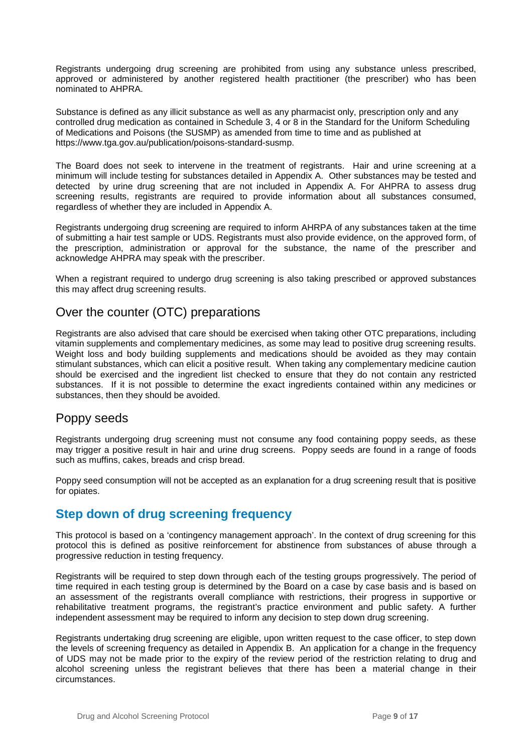Registrants undergoing drug screening are prohibited from using any substance unless prescribed, approved or administered by another registered health practitioner (the prescriber) who has been nominated to AHPRA.

Substance is defined as any illicit substance as well as any pharmacist only, prescription only and any controlled drug medication as contained in Schedule 3, 4 or 8 in the Standard for the Uniform Scheduling of Medications and Poisons (the SUSMP) as amended from time to time and as published at https://www.tga.gov.au/publication/poisons-standard-susmp.

The Board does not seek to intervene in the treatment of registrants. Hair and urine screening at a minimum will include testing for substances detailed in Appendix A. Other substances may be tested and detected by urine drug screening that are not included in Appendix A. For AHPRA to assess drug screening results, registrants are required to provide information about all substances consumed, regardless of whether they are included in Appendix A.

Registrants undergoing drug screening are required to inform AHRPA of any substances taken at the time of submitting a hair test sample or UDS. Registrants must also provide evidence, on the approved form, of the prescription, administration or approval for the substance, the name of the prescriber and acknowledge AHPRA may speak with the prescriber.

When a registrant required to undergo drug screening is also taking prescribed or approved substances this may affect drug screening results.

### Over the counter (OTC) preparations

Registrants are also advised that care should be exercised when taking other OTC preparations, including vitamin supplements and complementary medicines, as some may lead to positive drug screening results. Weight loss and body building supplements and medications should be avoided as they may contain stimulant substances, which can elicit a positive result. When taking any complementary medicine caution should be exercised and the ingredient list checked to ensure that they do not contain any restricted substances. If it is not possible to determine the exact ingredients contained within any medicines or substances, then they should be avoided.

### Poppy seeds

Registrants undergoing drug screening must not consume any food containing poppy seeds, as these may trigger a positive result in hair and urine drug screens. Poppy seeds are found in a range of foods such as muffins, cakes, breads and crisp bread.

Poppy seed consumption will not be accepted as an explanation for a drug screening result that is positive for opiates.

## Step down of drug screening frequency

This protocol is based on a 'contingency management approach'. In the context of drug screening for this protocol this is defined as positive reinforcement for abstinence from substances of abuse through a progressive reduction in testing frequency.

Registrants will be required to step down through each of the testing groups progressively. The period of time required in each testing group is determined by the Board on a case by case basis and is based on an assessment of the registrants overall compliance with restrictions, their progress in supportive or rehabilitative treatment programs, the registrant's practice environment and public safety. A further independent assessment may be required to inform any decision to step down drug screening.

Registrants undertaking drug screening are eligible, upon written request to the case officer, to step down the levels of screening frequency as detailed in Appendix B. An application for a change in the frequency of UDS may not be made prior to the expiry of the review period of the restriction relating to drug and alcohol screening unless the registrant believes that there has been a material change in their circumstances.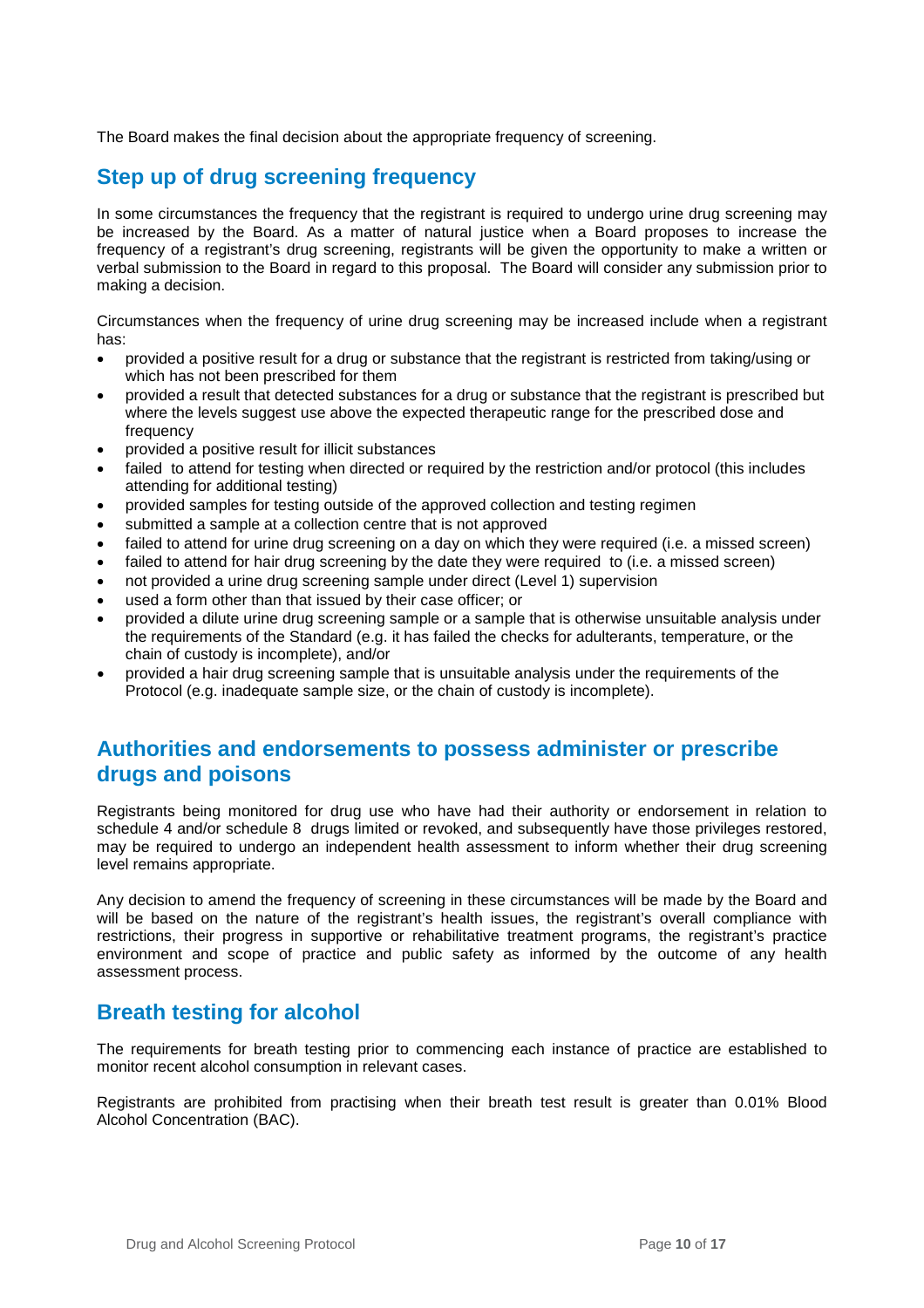The Board makes the final decision about the appropriate frequency of screening.

## Step up of drug screening frequency

In some circumstances the frequency that the registrant is required to undergo urine drug screening may be increased by the Board. As a matter of natural justice when a Board proposes to increase the frequency of a registrant's drug screening, registrants will be given the opportunity to make a written or verbal submission to the Board in regard to this proposal. The Board will consider any submission prior to making a decision.

Circumstances when the frequency of urine drug screening may be increased include when a registrant has:

- provided a positive result for a drug or substance that the registrant is restricted from taking/using or which has not been prescribed for them
- provided a result that detected substances for a drug or substance that the registrant is prescribed but where the levels suggest use above the expected therapeutic range for the prescribed dose and frequency
- provided a positive result for illicit substances
- failed to attend for testing when directed or required by the restriction and/or protocol (this includes attending for additional testing)
- provided samples for testing outside of the approved collection and testing regimen
- submitted a sample at a collection centre that is not approved
- failed to attend for urine drug screening on a day on which they were required (i.e. a missed screen)
- failed to attend for hair drug screening by the date they were required to (i.e. a missed screen)
- not provided a urine drug screening sample under direct (Level 1) supervision
- used a form other than that issued by their case officer; or
- provided a dilute urine drug screening sample or a sample that is otherwise unsuitable analysis under the requirements of the Standard (e.g. it has failed the checks for adulterants, temperature, or the chain of custody is incomplete), and/or
- provided a hair drug screening sample that is unsuitable analysis under the requirements of the Protocol (e.g. inadequate sample size, or the chain of custody is incomplete).

## Authorities and endorsements to possess administer or prescribe drugs and poisons

Registrants being monitored for drug use who have had their authority or endorsement in relation to schedule 4 and/or schedule 8 drugs limited or revoked, and subsequently have those privileges restored, may be required to undergo an independent health assessment to inform whether their drug screening level remains appropriate.

Any decision to amend the frequency of screening in these circumstances will be made by the Board and will be based on the nature of the registrant's health issues, the registrant's overall compliance with restrictions, their progress in supportive or rehabilitative treatment programs, the registrant's practice environment and scope of practice and public safety as informed by the outcome of any health assessment process.

## Breath testing for alcohol

The requirements for breath testing prior to commencing each instance of practice are established to monitor recent alcohol consumption in relevant cases.

Registrants are prohibited from practising when their breath test result is greater than 0.01% Blood Alcohol Concentration (BAC).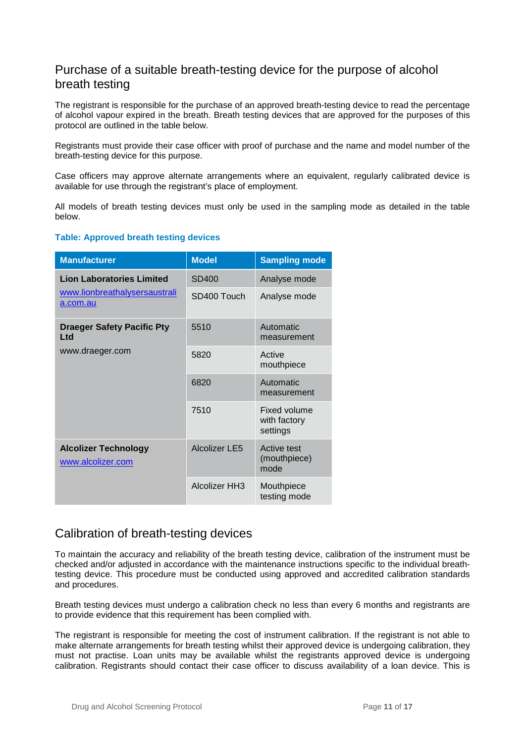## Purchase of a suitable breath-testing device for the purpose of alcohol breath testing

The registrant is responsible for the purchase of an approved breath-testing device to read the percentage of alcohol vapour expired in the breath. Breath testing devices that are approved for the purposes of this protocol are outlined in the table below.

Registrants must provide their case officer with proof of purchase and the name and model number of the breath-testing device for this purpose.

Case officers may approve alternate arrangements where an equivalent, regularly calibrated device is available for use through the registrant's place of employment.

All models of breath testing devices must only be used in the sampling mode as detailed in the table below.

**Table: Approved breath testing devices**

| Manufacturer | Model | Sampling mode |
|---|---|---|
| **Lion Laboratories Limited** www.lionbreathalysersaustralia.com.au | SD400 | Analyse mode |
| | SD400 Touch | Analyse mode |
| **Draeger Safety Pacific Pty Ltd** www.draeger.com | 5510 | Automatic measurement |
| | 5820 | Active mouthpiece |
| | 6820 | Automatic measurement |
| | 7510 | Fixed volume with factory settings |
| **Alcolizer Technology** www.alcolizer.com | Alcolizer LE5 | Active test (mouthpiece) mode |
| | Alcolizer HH3 | Mouthpiece testing mode |

## Calibration of breath-testing devices

To maintain the accuracy and reliability of the breath testing device, calibration of the instrument must be checked and/or adjusted in accordance with the maintenance instructions specific to the individual breath-testing device. This procedure must be conducted using approved and accredited calibration standards and procedures.

Breath testing devices must undergo a calibration check no less than every 6 months and registrants are to provide evidence that this requirement has been complied with.

The registrant is responsible for meeting the cost of instrument calibration. If the registrant is not able to make alternate arrangements for breath testing whilst their approved device is undergoing calibration, they must not practise. Loan units may be available whilst the registrants approved device is undergoing calibration. Registrants should contact their case officer to discuss availability of a loan device. This is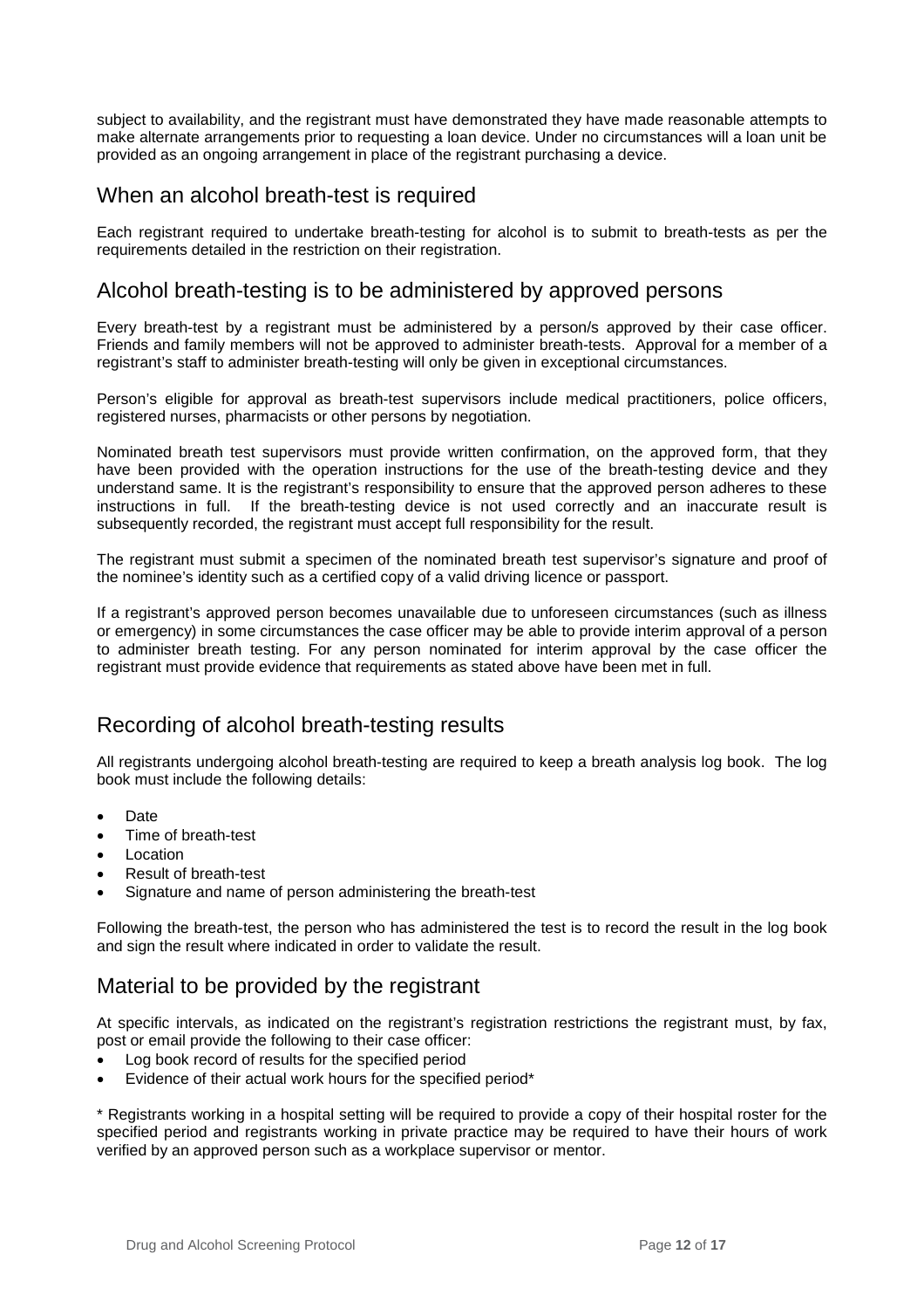subject to availability, and the registrant must have demonstrated they have made reasonable attempts to make alternate arrangements prior to requesting a loan device. Under no circumstances will a loan unit be provided as an ongoing arrangement in place of the registrant purchasing a device.

## When an alcohol breath-test is required

Each registrant required to undertake breath-testing for alcohol is to submit to breath-tests as per the requirements detailed in the restriction on their registration.

## Alcohol breath-testing is to be administered by approved persons

Every breath-test by a registrant must be administered by a person/s approved by their case officer. Friends and family members will not be approved to administer breath-tests. Approval for a member of a registrant's staff to administer breath-testing will only be given in exceptional circumstances.

Person's eligible for approval as breath-test supervisors include medical practitioners, police officers, registered nurses, pharmacists or other persons by negotiation.

Nominated breath test supervisors must provide written confirmation, on the approved form, that they have been provided with the operation instructions for the use of the breath-testing device and they understand same. It is the registrant's responsibility to ensure that the approved person adheres to these instructions in full. If the breath-testing device is not used correctly and an inaccurate result is subsequently recorded, the registrant must accept full responsibility for the result.

The registrant must submit a specimen of the nominated breath test supervisor's signature and proof of the nominee's identity such as a certified copy of a valid driving licence or passport.

If a registrant's approved person becomes unavailable due to unforeseen circumstances (such as illness or emergency) in some circumstances the case officer may be able to provide interim approval of a person to administer breath testing. For any person nominated for interim approval by the case officer the registrant must provide evidence that requirements as stated above have been met in full.

## Recording of alcohol breath-testing results

All registrants undergoing alcohol breath-testing are required to keep a breath analysis log book. The log book must include the following details:

- Date
- Time of breath-test
- Location
- Result of breath-test
- Signature and name of person administering the breath-test

Following the breath-test, the person who has administered the test is to record the result in the log book and sign the result where indicated in order to validate the result.

## Material to be provided by the registrant

At specific intervals, as indicated on the registrant's registration restrictions the registrant must, by fax, post or email provide the following to their case officer:

- Log book record of results for the specified period
- Evidence of their actual work hours for the specified period*

* Registrants working in a hospital setting will be required to provide a copy of their hospital roster for the specified period and registrants working in private practice may be required to have their hours of work verified by an approved person such as a workplace supervisor or mentor.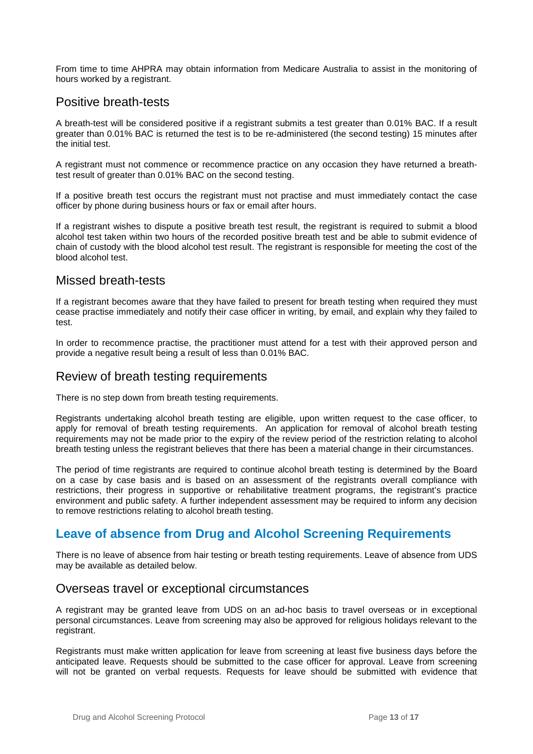From time to time AHPRA may obtain information from Medicare Australia to assist in the monitoring of hours worked by a registrant.

### Positive breath-tests

A breath-test will be considered positive if a registrant submits a test greater than 0.01% BAC. If a result greater than 0.01% BAC is returned the test is to be re-administered (the second testing) 15 minutes after the initial test.

A registrant must not commence or recommence practice on any occasion they have returned a breath-test result of greater than 0.01% BAC on the second testing.

If a positive breath test occurs the registrant must not practise and must immediately contact the case officer by phone during business hours or fax or email after hours.

If a registrant wishes to dispute a positive breath test result, the registrant is required to submit a blood alcohol test taken within two hours of the recorded positive breath test and be able to submit evidence of chain of custody with the blood alcohol test result. The registrant is responsible for meeting the cost of the blood alcohol test.

### Missed breath-tests

If a registrant becomes aware that they have failed to present for breath testing when required they must cease practise immediately and notify their case officer in writing, by email, and explain why they failed to test.

In order to recommence practise, the practitioner must attend for a test with their approved person and provide a negative result being a result of less than 0.01% BAC.

### Review of breath testing requirements

There is no step down from breath testing requirements.

Registrants undertaking alcohol breath testing are eligible, upon written request to the case officer, to apply for removal of breath testing requirements. An application for removal of alcohol breath testing requirements may not be made prior to the expiry of the review period of the restriction relating to alcohol breath testing unless the registrant believes that there has been a material change in their circumstances.

The period of time registrants are required to continue alcohol breath testing is determined by the Board on a case by case basis and is based on an assessment of the registrants overall compliance with restrictions, their progress in supportive or rehabilitative treatment programs, the registrant's practice environment and public safety. A further independent assessment may be required to inform any decision to remove restrictions relating to alcohol breath testing.

## Leave of absence from Drug and Alcohol Screening Requirements

There is no leave of absence from hair testing or breath testing requirements. Leave of absence from UDS may be available as detailed below.

### Overseas travel or exceptional circumstances

A registrant may be granted leave from UDS on an ad-hoc basis to travel overseas or in exceptional personal circumstances. Leave from screening may also be approved for religious holidays relevant to the registrant.

Registrants must make written application for leave from screening at least five business days before the anticipated leave. Requests should be submitted to the case officer for approval. Leave from screening will not be granted on verbal requests. Requests for leave should be submitted with evidence that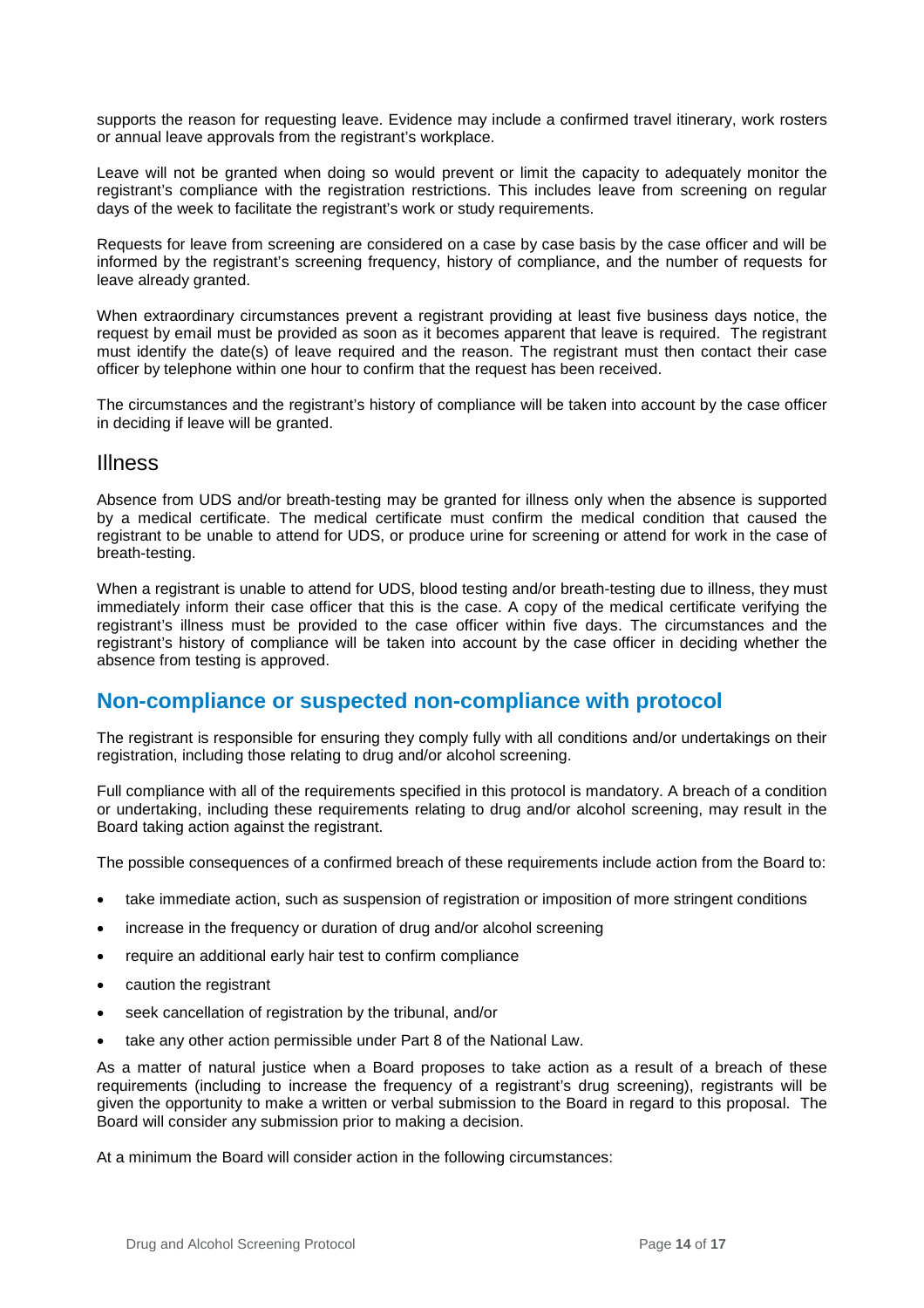supports the reason for requesting leave. Evidence may include a confirmed travel itinerary, work rosters or annual leave approvals from the registrant's workplace.

Leave will not be granted when doing so would prevent or limit the capacity to adequately monitor the registrant's compliance with the registration restrictions. This includes leave from screening on regular days of the week to facilitate the registrant's work or study requirements.

Requests for leave from screening are considered on a case by case basis by the case officer and will be informed by the registrant's screening frequency, history of compliance, and the number of requests for leave already granted.

When extraordinary circumstances prevent a registrant providing at least five business days notice, the request by email must be provided as soon as it becomes apparent that leave is required. The registrant must identify the date(s) of leave required and the reason. The registrant must then contact their case officer by telephone within one hour to confirm that the request has been received.

The circumstances and the registrant's history of compliance will be taken into account by the case officer in deciding if leave will be granted.

### Illness

Absence from UDS and/or breath-testing may be granted for illness only when the absence is supported by a medical certificate. The medical certificate must confirm the medical condition that caused the registrant to be unable to attend for UDS, or produce urine for screening or attend for work in the case of breath-testing.

When a registrant is unable to attend for UDS, blood testing and/or breath-testing due to illness, they must immediately inform their case officer that this is the case. A copy of the medical certificate verifying the registrant's illness must be provided to the case officer within five days. The circumstances and the registrant's history of compliance will be taken into account by the case officer in deciding whether the absence from testing is approved.

## Non-compliance or suspected non-compliance with protocol

The registrant is responsible for ensuring they comply fully with all conditions and/or undertakings on their registration, including those relating to drug and/or alcohol screening.

Full compliance with all of the requirements specified in this protocol is mandatory. A breach of a condition or undertaking, including these requirements relating to drug and/or alcohol screening, may result in the Board taking action against the registrant.

The possible consequences of a confirmed breach of these requirements include action from the Board to:

- take immediate action, such as suspension of registration or imposition of more stringent conditions
- increase in the frequency or duration of drug and/or alcohol screening
- require an additional early hair test to confirm compliance
- caution the registrant
- seek cancellation of registration by the tribunal, and/or
- take any other action permissible under Part 8 of the National Law.

As a matter of natural justice when a Board proposes to take action as a result of a breach of these requirements (including to increase the frequency of a registrant's drug screening), registrants will be given the opportunity to make a written or verbal submission to the Board in regard to this proposal. The Board will consider any submission prior to making a decision.

At a minimum the Board will consider action in the following circumstances: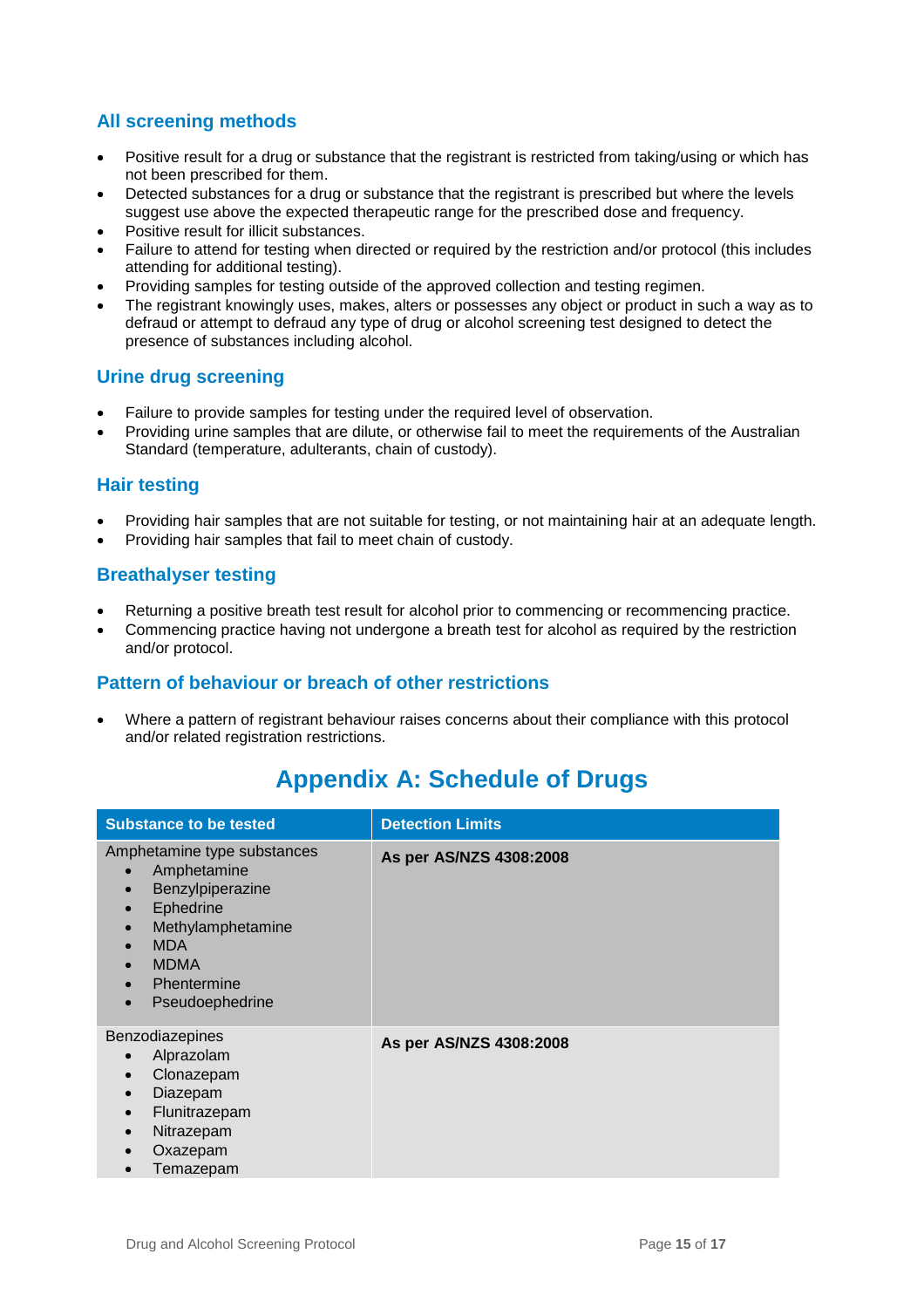### All screening methods

- Positive result for a drug or substance that the registrant is restricted from taking/using or which has not been prescribed for them.
- Detected substances for a drug or substance that the registrant is prescribed but where the levels suggest use above the expected therapeutic range for the prescribed dose and frequency.
- Positive result for illicit substances.
- Failure to attend for testing when directed or required by the restriction and/or protocol (this includes attending for additional testing).
- Providing samples for testing outside of the approved collection and testing regimen.
- The registrant knowingly uses, makes, alters or possesses any object or product in such a way as to defraud or attempt to defraud any type of drug or alcohol screening test designed to detect the presence of substances including alcohol.

### Urine drug screening

- Failure to provide samples for testing under the required level of observation.
- Providing urine samples that are dilute, or otherwise fail to meet the requirements of the Australian Standard (temperature, adulterants, chain of custody).

### Hair testing

- Providing hair samples that are not suitable for testing, or not maintaining hair at an adequate length.
- Providing hair samples that fail to meet chain of custody.

### Breathalyser testing

- Returning a positive breath test result for alcohol prior to commencing or recommencing practice.
- Commencing practice having not undergone a breath test for alcohol as required by the restriction and/or protocol.

### Pattern of behaviour or breach of other restrictions

- Where a pattern of registrant behaviour raises concerns about their compliance with this protocol and/or related registration restrictions.

## Appendix A: Schedule of Drugs

| Substance to be tested | Detection Limits |
|---|---|
| Amphetamine type substances<br>• Amphetamine<br>• Benzylpiperazine<br>• Ephedrine<br>• Methylamphetamine<br>• MDA<br>• MDMA<br>• Phentermine<br>• Pseudoephedrine | **As per AS/NZS 4308:2008** |
| Benzodiazepines<br>• Alprazolam<br>• Clonazepam<br>• Diazepam<br>• Flunitrazepam<br>• Nitrazepam<br>• Oxazepam<br>• Temazepam | **As per AS/NZS 4308:2008** |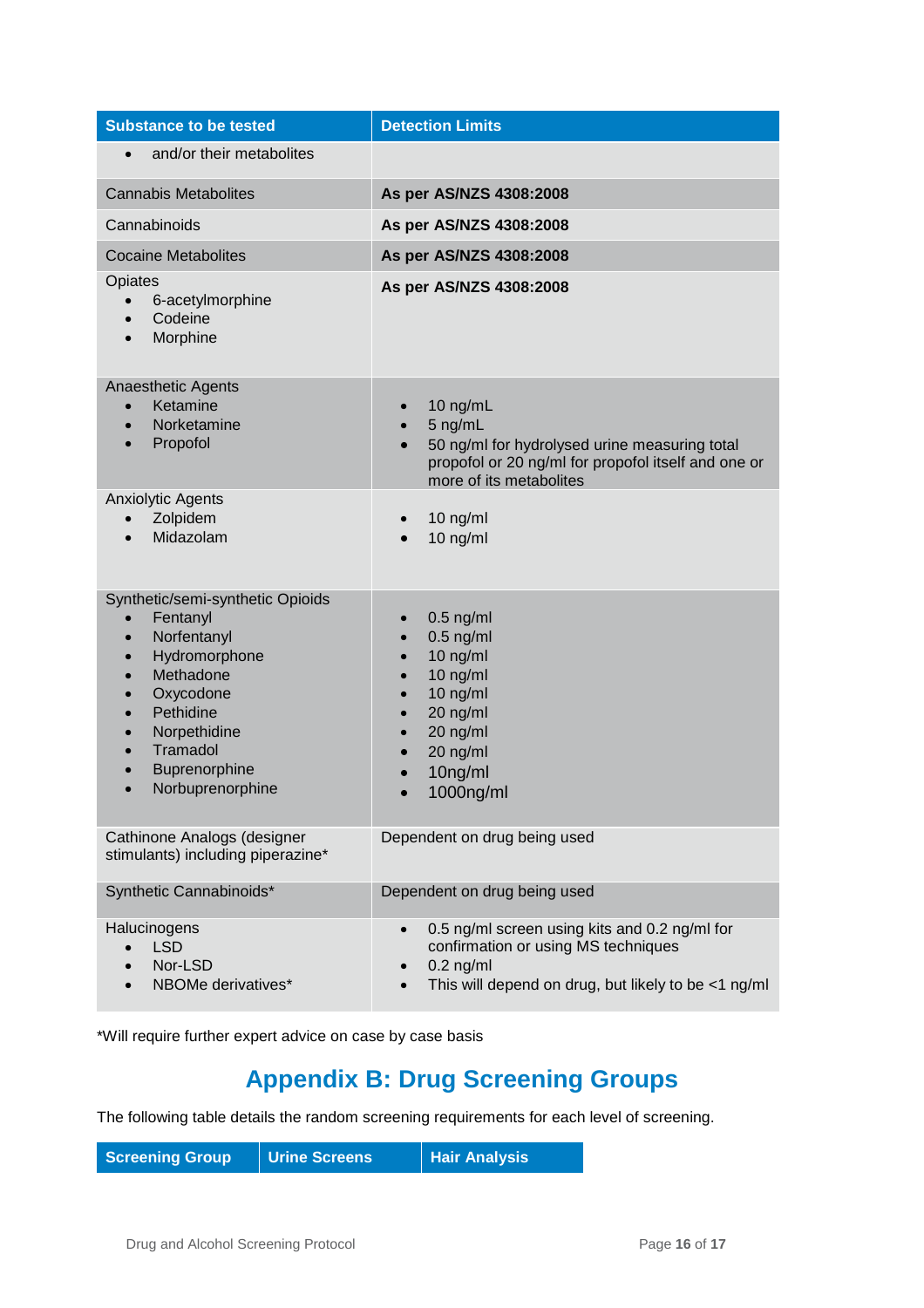| Substance to be tested | Detection Limits |
|---|---|
| • and/or their metabolites | |
| Cannabis Metabolites | **As per AS/NZS 4308:2008** |
| Cannabinoids | **As per AS/NZS 4308:2008** |
| Cocaine Metabolites | **As per AS/NZS 4308:2008** |
| Opiates<br>• 6-acetylmorphine<br>• Codeine<br>• Morphine | **As per AS/NZS 4308:2008** |
| Anaesthetic Agents<br>• Ketamine<br>• Norketamine<br>• Propofol | • 10 ng/mL<br>• 5 ng/mL<br>• 50 ng/ml for hydrolysed urine measuring total propofol or 20 ng/ml for propofol itself and one or more of its metabolites |
| Anxiolytic Agents<br>• Zolpidem<br>• Midazolam | • 10 ng/ml<br>• 10 ng/ml |
| Synthetic/semi-synthetic Opioids<br>• Fentanyl<br>• Norfentanyl<br>• Hydromorphone<br>• Methadone<br>• Oxycodone<br>• Pethidine<br>• Norpethidine<br>• Tramadol<br>• Buprenorphine<br>• Norbuprenorphine | • 0.5 ng/ml<br>• 0.5 ng/ml<br>• 10 ng/ml<br>• 10 ng/ml<br>• 10 ng/ml<br>• 20 ng/ml<br>• 20 ng/ml<br>• 20 ng/ml<br>• 10ng/ml<br>• 1000ng/ml |
| Cathinone Analogs (designer stimulants) including piperazine* | Dependent on drug being used |
| Synthetic Cannabinoids* | Dependent on drug being used |
| Halucinogens<br>• LSD<br>• Nor-LSD<br>• NBOMe derivatives* | • 0.5 ng/ml screen using kits and 0.2 ng/ml for confirmation or using MS techniques<br>• 0.2 ng/ml<br>• This will depend on drug, but likely to be <1 ng/ml |

*Will require further expert advice on case by case basis

# Appendix B: Drug Screening Groups

The following table details the random screening requirements for each level of screening.

| Screening Group | Urine Screens | Hair Analysis |
|---|---|---|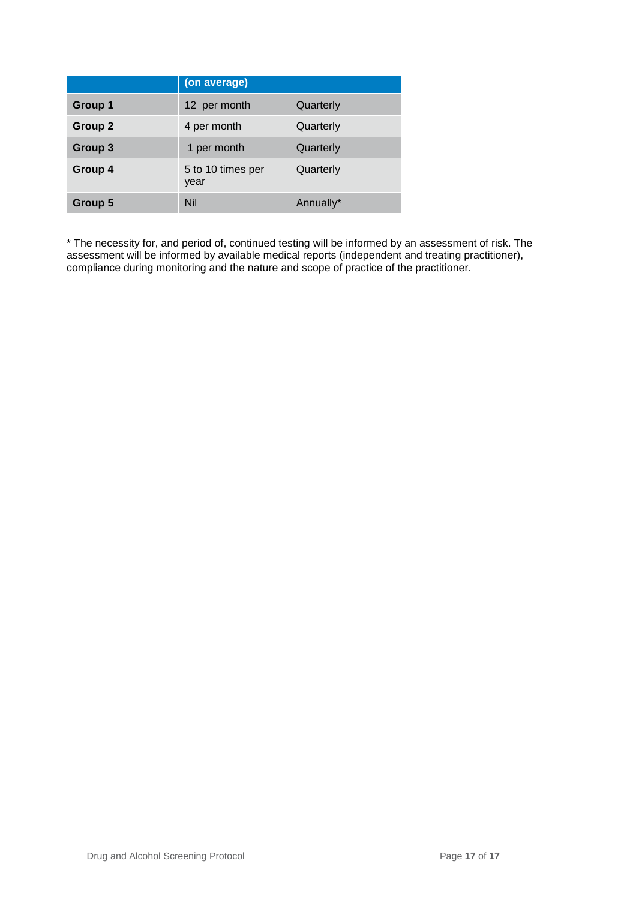| | (on average) | |
|---|---|---|
| **Group 1** | 12 per month | Quarterly |
| **Group 2** | 4 per month | Quarterly |
| **Group 3** | 1 per month | Quarterly |
| **Group 4** | 5 to 10 times per year | Quarterly |
| **Group 5** | Nil | Annually* |

* The necessity for, and period of, continued testing will be informed by an assessment of risk. The assessment will be informed by available medical reports (independent and treating practitioner), compliance during monitoring and the nature and scope of practice of the practitioner.